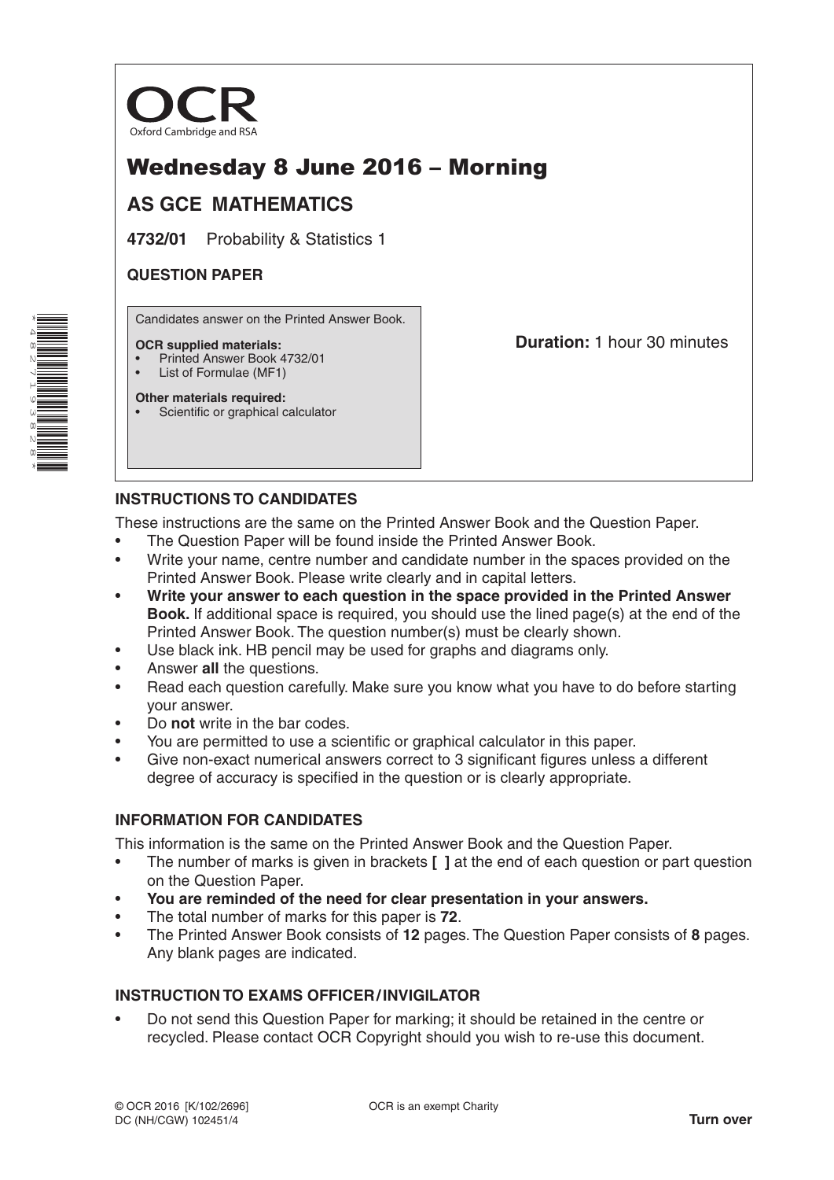OCR

Oxford Cambridge and RSA

# Wednesday 8 June 2016 – Morning

## AS GCE MATHEMATICS

**4732/01** Probability & Statistics 1

**QUESTION PAPER**

Candidates answer on the Printed Answer Book.

**OCR supplied materials:**
- Printed Answer Book 4732/01
- List of Formulae (MF1)

**Other materials required:**
- Scientific or graphical calculator

**Duration:** 1 hour 30 minutes

### INSTRUCTIONS TO CANDIDATES

These instructions are the same on the Printed Answer Book and the Question Paper.

- The Question Paper will be found inside the Printed Answer Book.
- Write your name, centre number and candidate number in the spaces provided on the Printed Answer Book. Please write clearly and in capital letters.
- **Write your answer to each question in the space provided in the Printed Answer Book.** If additional space is required, you should use the lined page(s) at the end of the Printed Answer Book. The question number(s) must be clearly shown.
- Use black ink. HB pencil may be used for graphs and diagrams only.
- Answer **all** the questions.
- Read each question carefully. Make sure you know what you have to do before starting your answer.
- Do **not** write in the bar codes.
- You are permitted to use a scientific or graphical calculator in this paper.
- Give non-exact numerical answers correct to 3 significant figures unless a different degree of accuracy is specified in the question or is clearly appropriate.

### INFORMATION FOR CANDIDATES

This information is the same on the Printed Answer Book and the Question Paper.

- The number of marks is given in brackets **[ ]** at the end of each question or part question on the Question Paper.
- **You are reminded of the need for clear presentation in your answers.**
- The total number of marks for this paper is **72**.
- The Printed Answer Book consists of **12** pages. The Question Paper consists of **8** pages. Any blank pages are indicated.

### INSTRUCTION TO EXAMS OFFICER / INVIGILATOR

- Do not send this Question Paper for marking; it should be retained in the centre or recycled. Please contact OCR Copyright should you wish to re-use this document.

© OCR 2016 [K/102/2696]
DC (NH/CGW) 102451/4

OCR is an exempt Charity

**Turn over**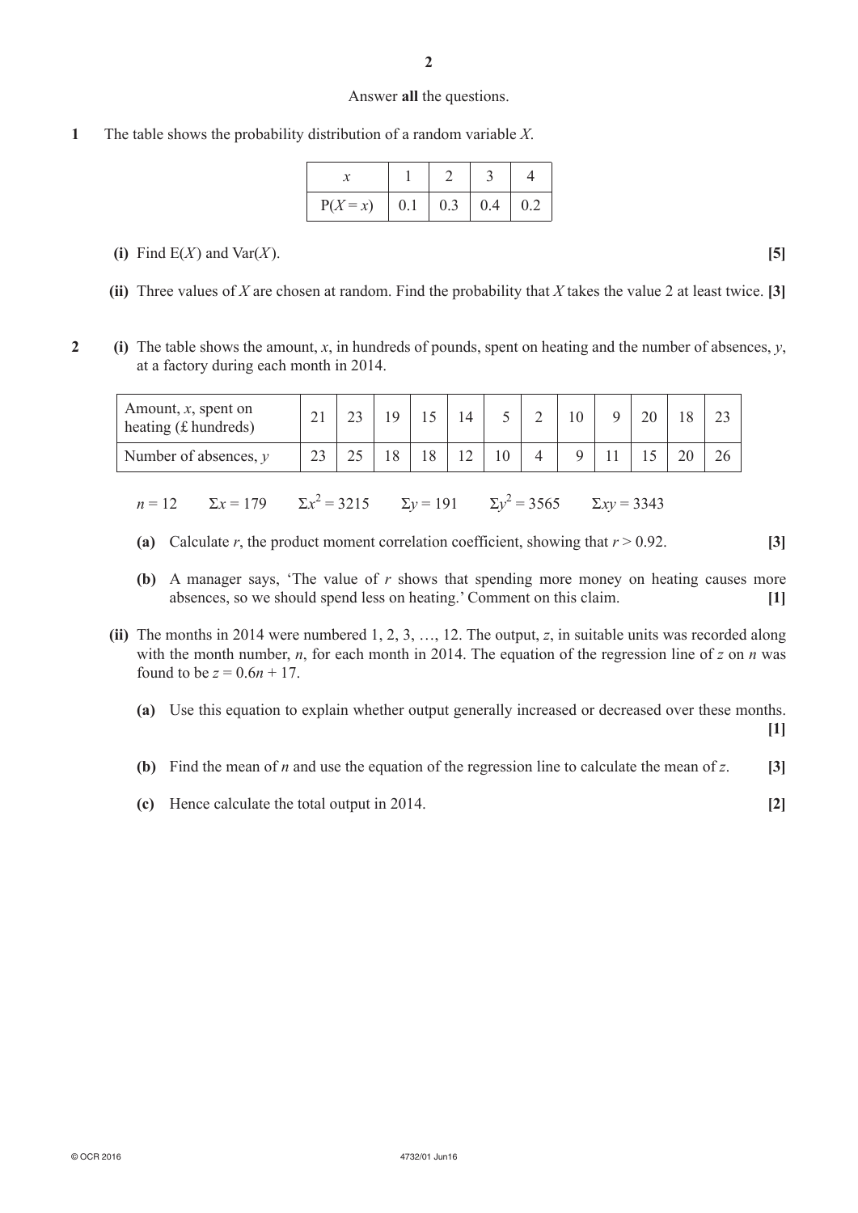Answer **all** the questions.

**1** The table shows the probability distribution of a random variable $X$.

| $x$ | 1 | 2 | 3 | 4 |
|---|---|---|---|---|
| $P(X = x)$ | 0.1 | 0.3 | 0.4 | 0.2 |

**(i)** Find $E(X)$ and $Var(X)$. **[5]**

**(ii)** Three values of $X$ are chosen at random. Find the probability that $X$ takes the value 2 at least twice. **[3]**

**2** **(i)** The table shows the amount, $x$, in hundreds of pounds, spent on heating and the number of absences, $y$, at a factory during each month in 2014.

| | | | | | | | | | | | | |
|---|---|---|---|---|---|---|---|---|---|---|---|---|
| Amount, $x$, spent on heating (£ hundreds) | 21 | 23 | 19 | 15 | 14 | 5 | 2 | 10 | 9 | 20 | 18 | 23 |
| Number of absences, $y$ | 23 | 25 | 18 | 18 | 12 | 10 | 4 | 9 | 11 | 15 | 20 | 26 |

$n = 12 \quad \Sigma x = 179 \quad \Sigma x^2 = 3215 \quad \Sigma y = 191 \quad \Sigma y^2 = 3565 \quad \Sigma xy = 3343$

**(a)** Calculate $r$, the product moment correlation coefficient, showing that $r > 0.92$. **[3]**

**(b)** A manager says, 'The value of $r$ shows that spending more money on heating causes more absences, so we should spend less on heating.' Comment on this claim. **[1]**

**(ii)** The months in 2014 were numbered 1, 2, 3, …, 12. The output, $z$, in suitable units was recorded along with the month number, $n$, for each month in 2014. The equation of the regression line of $z$ on $n$ was found to be $z = 0.6n + 17$.

**(a)** Use this equation to explain whether output generally increased or decreased over these months. **[1]**

**(b)** Find the mean of $n$ and use the equation of the regression line to calculate the mean of $z$. **[3]**

**(c)** Hence calculate the total output in 2014. **[2]**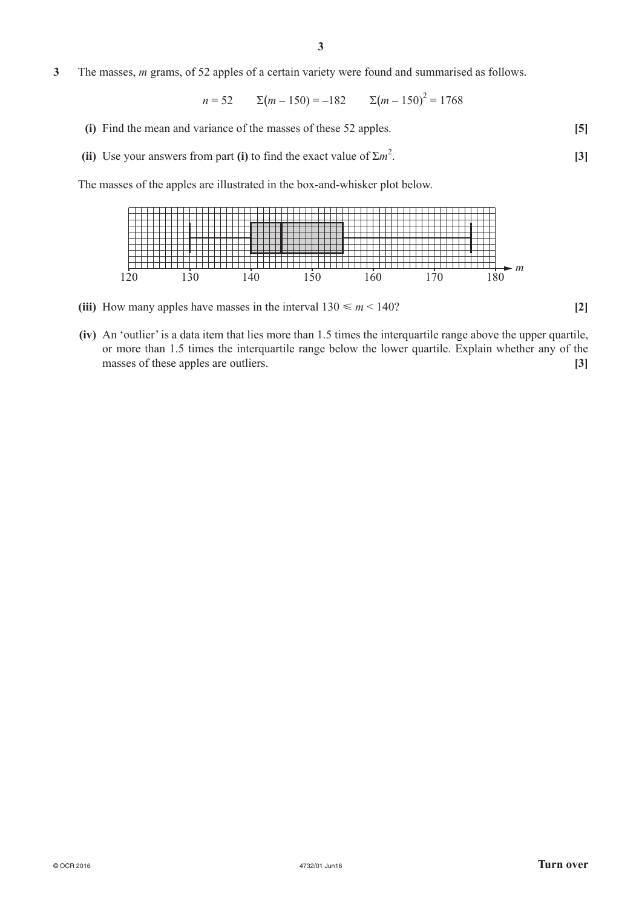**3** The masses, $m$ grams, of 52 apples of a certain variety were found and summarised as follows.

$$n = 52 \qquad \Sigma(m - 150) = -182 \qquad \Sigma(m - 150)^2 = 1768$$

**(i)** Find the mean and variance of the masses of these 52 apples. **[5]**

**(ii)** Use your answers from part **(i)** to find the exact value of $\Sigma m^2$. **[3]**

The masses of the apples are illustrated in the box-and-whisker plot below.

120 130 140 150 160 170 180 $m$

**(iii)** How many apples have masses in the interval $130 \leqslant m < 140$? **[2]**

**(iv)** An 'outlier' is a data item that lies more than 1.5 times the interquartile range above the upper quartile, or more than 1.5 times the interquartile range below the lower quartile. Explain whether any of the masses of these apples are outliers. **[3]**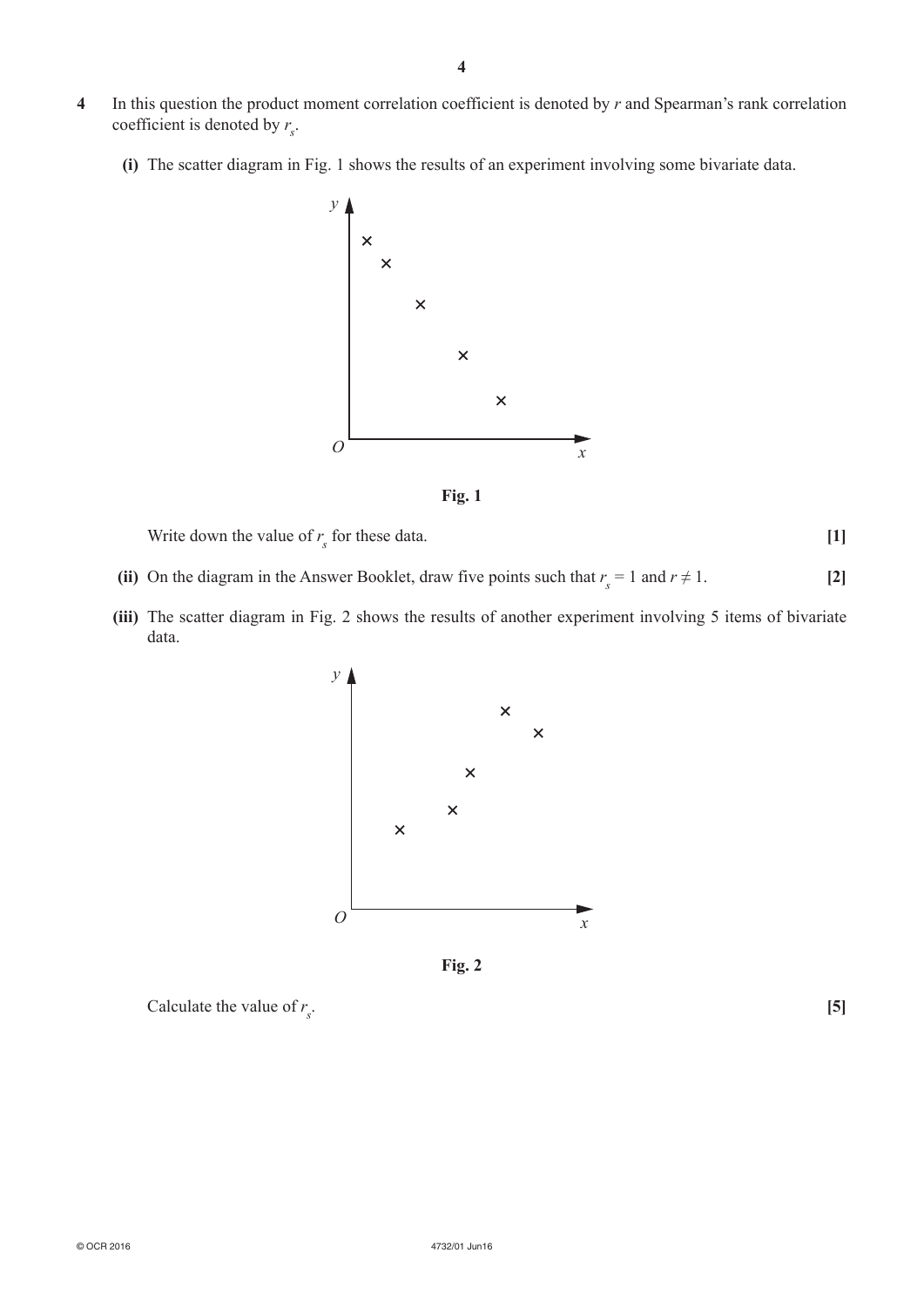**4** In this question the product moment correlation coefficient is denoted by $r$ and Spearman's rank correlation coefficient is denoted by $r_s$.

**(i)** The scatter diagram in Fig. 1 shows the results of an experiment involving some bivariate data.

y

O x

**Fig. 1**

Write down the value of $r_s$ for these data. **[1]**

**(ii)** On the diagram in the Answer Booklet, draw five points such that $r_s = 1$ and $r \neq 1$. **[2]**

**(iii)** The scatter diagram in Fig. 2 shows the results of another experiment involving 5 items of bivariate data.

y

O x

**Fig. 2**

Calculate the value of $r_s$. **[5]**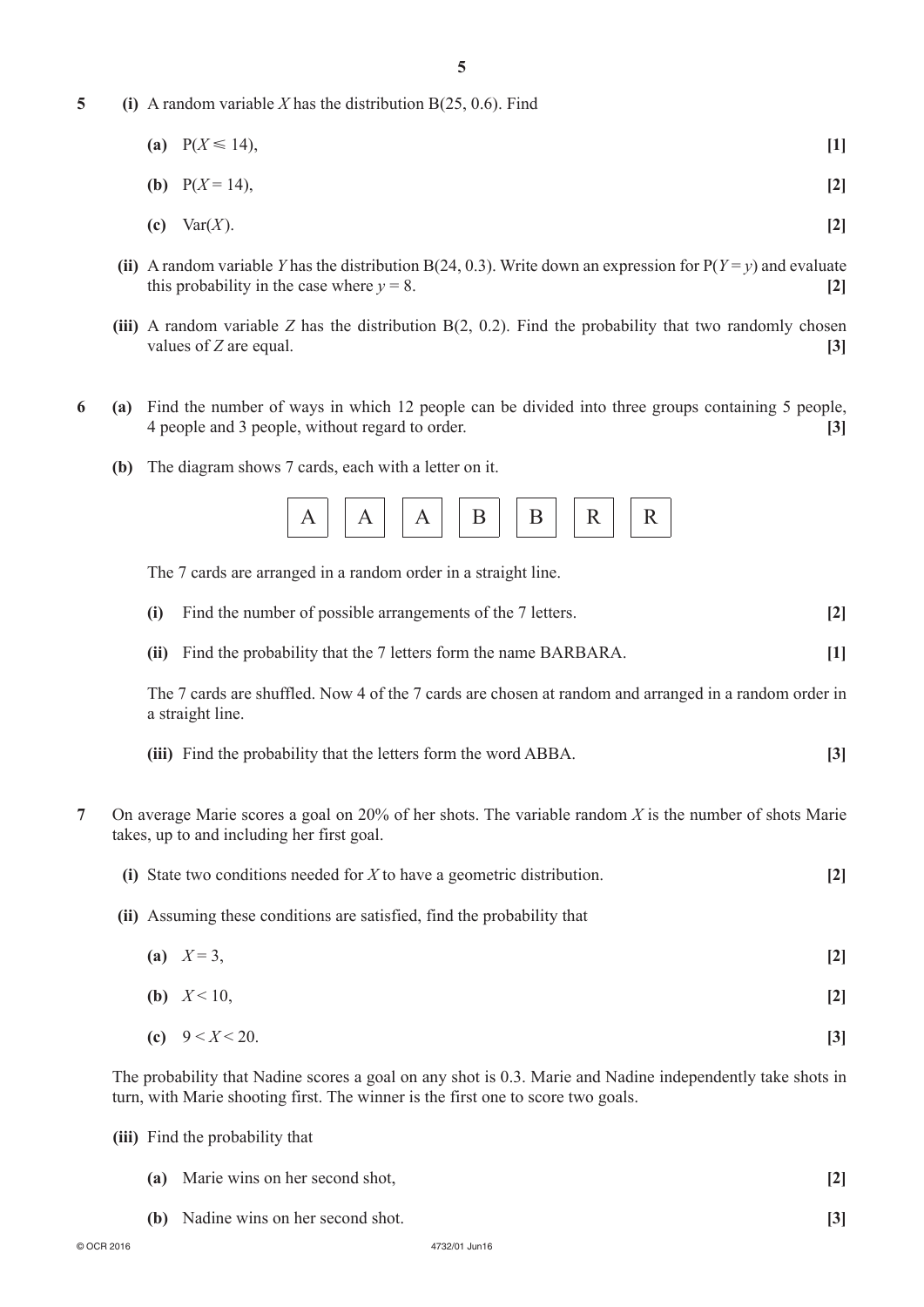**5** **(i)** A random variable $X$ has the distribution $B(25, 0.6)$. Find

**(a)** $P(X \leqslant 14)$, **[1]**

**(b)** $P(X = 14)$, **[2]**

**(c)** $\text{Var}(X)$. **[2]**

**(ii)** A random variable $Y$ has the distribution $B(24, 0.3)$. Write down an expression for $P(Y = y)$ and evaluate this probability in the case where $y = 8$. **[2]**

**(iii)** A random variable $Z$ has the distribution $B(2, 0.2)$. Find the probability that two randomly chosen values of $Z$ are equal. **[3]**

**6** **(a)** Find the number of ways in which 12 people can be divided into three groups containing 5 people, 4 people and 3 people, without regard to order. **[3]**

**(b)** The diagram shows 7 cards, each with a letter on it.

| A | A | A | B | B | R | R |
|---|---|---|---|---|---|---|

The 7 cards are arranged in a random order in a straight line.

**(i)** Find the number of possible arrangements of the 7 letters. **[2]**

**(ii)** Find the probability that the 7 letters form the name BARBARA. **[1]**

The 7 cards are shuffled. Now 4 of the 7 cards are chosen at random and arranged in a random order in a straight line.

**(iii)** Find the probability that the letters form the word ABBA. **[3]**

**7** On average Marie scores a goal on 20% of her shots. The variable random $X$ is the number of shots Marie takes, up to and including her first goal.

**(i)** State two conditions needed for $X$ to have a geometric distribution. **[2]**

**(ii)** Assuming these conditions are satisfied, find the probability that

**(a)** $X = 3$, **[2]**

**(b)** $X < 10$, **[2]**

**(c)** $9 < X < 20$. **[3]**

The probability that Nadine scores a goal on any shot is 0.3. Marie and Nadine independently take shots in turn, with Marie shooting first. The winner is the first one to score two goals.

**(iii)** Find the probability that

**(a)** Marie wins on her second shot, **[2]**

**(b)** Nadine wins on her second shot. **[3]**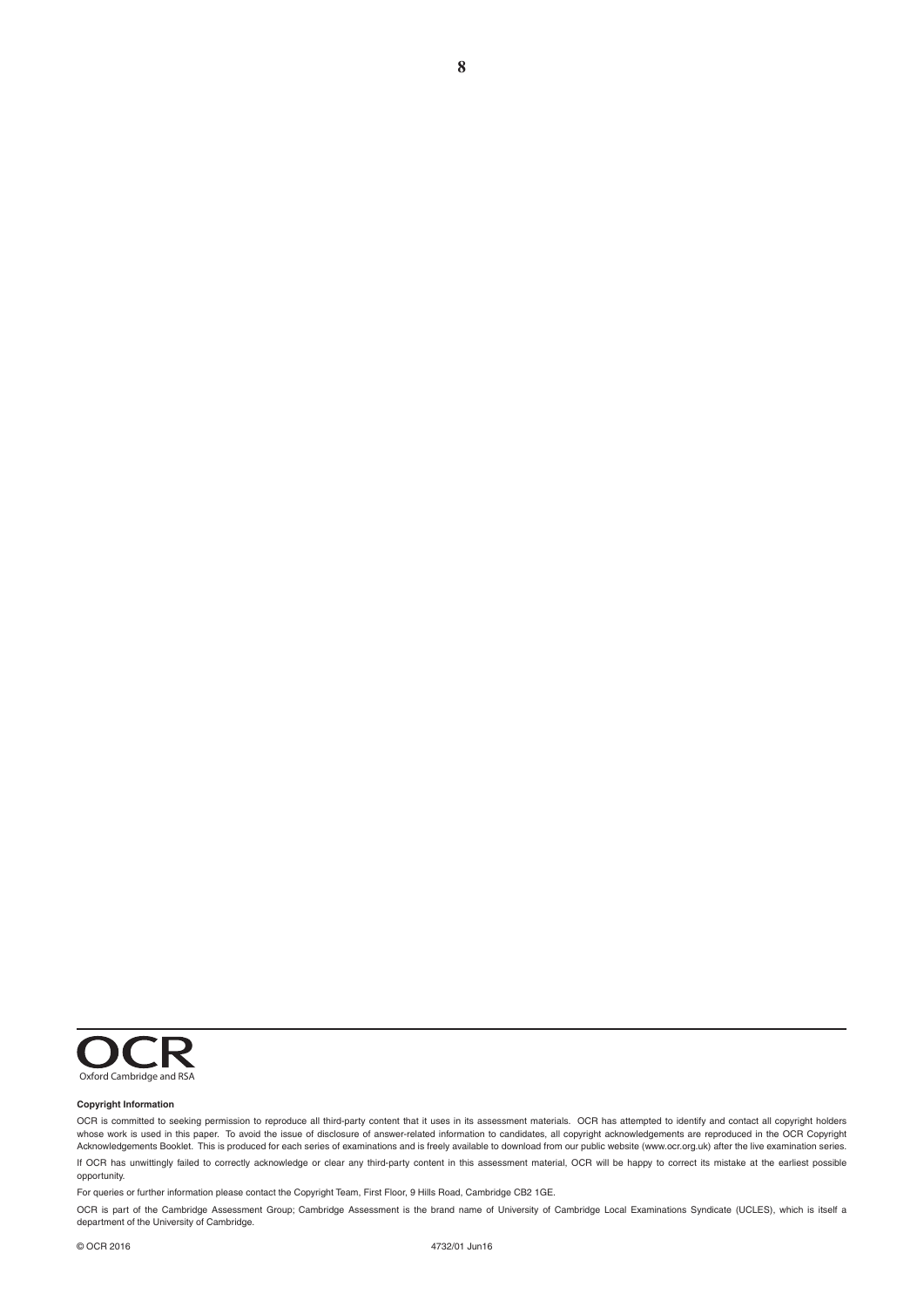OCR

Oxford Cambridge and RSA

**Copyright Information**

OCR is committed to seeking permission to reproduce all third-party content that it uses in its assessment materials. OCR has attempted to identify and contact all copyright holders whose work is used in this paper. To avoid the issue of disclosure of answer-related information to candidates, all copyright acknowledgements are reproduced in the OCR Copyright Acknowledgements Booklet. This is produced for each series of examinations and is freely available to download from our public website (www.ocr.org.uk) after the live examination series.

If OCR has unwittingly failed to correctly acknowledge or clear any third-party content in this assessment material, OCR will be happy to correct its mistake at the earliest possible opportunity.

For queries or further information please contact the Copyright Team, First Floor, 9 Hills Road, Cambridge CB2 1GE.

OCR is part of the Cambridge Assessment Group; Cambridge Assessment is the brand name of University of Cambridge Local Examinations Syndicate (UCLES), which is itself a department of the University of Cambridge.

© OCR 2016 4732/01 Jun16